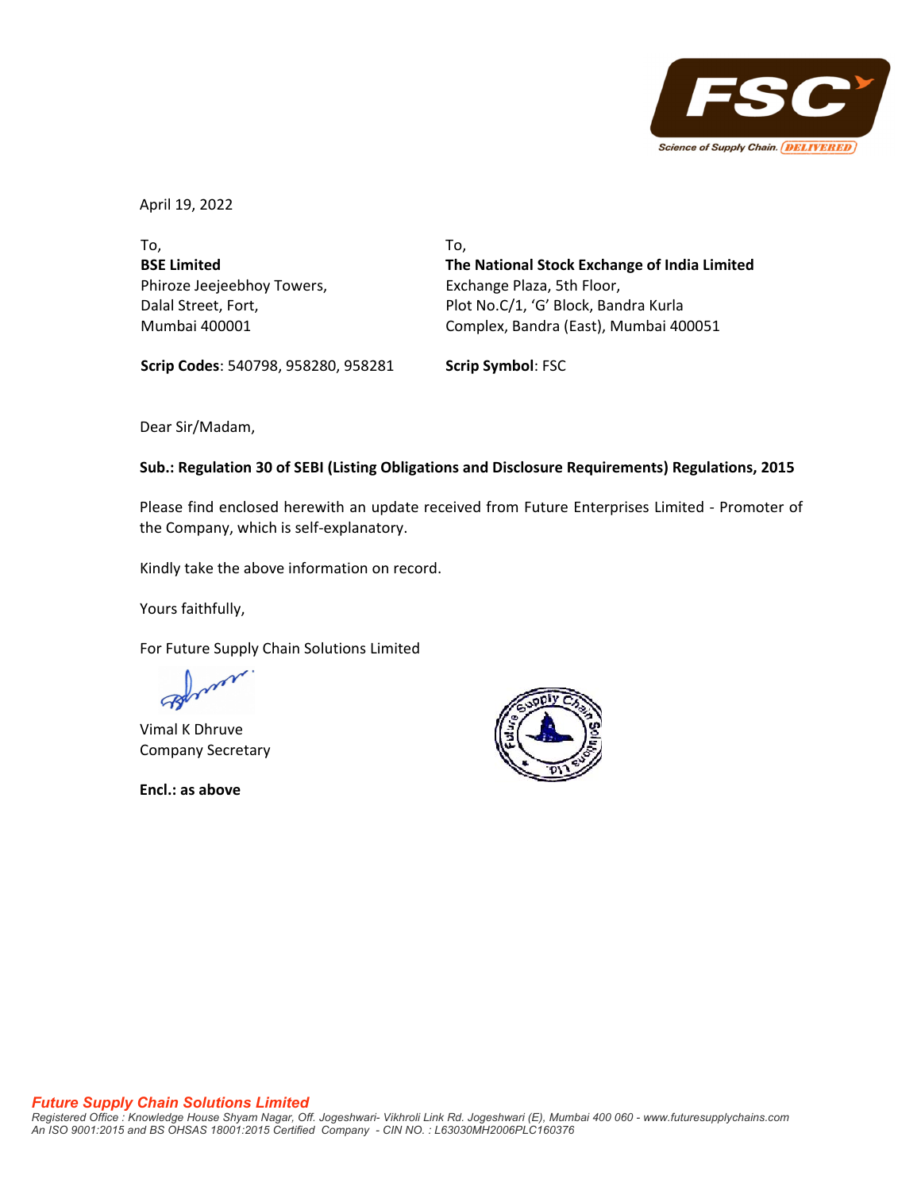April 19, 2022

To,
**BSE Limited**
Phiroze Jeejeebhoy Towers,
Dalal Street, Fort,
Mumbai 400001

**Scrip Codes**: 540798, 958280, 958281

To,
**The National Stock Exchange of India Limited**
Exchange Plaza, 5th Floor,
Plot No.C/1, 'G' Block, Bandra Kurla
Complex, Bandra (East), Mumbai 400051

**Scrip Symbol**: FSC

Dear Sir/Madam,

**Sub.: Regulation 30 of SEBI (Listing Obligations and Disclosure Requirements) Regulations, 2015**

Please find enclosed herewith an update received from Future Enterprises Limited - Promoter of the Company, which is self-explanatory.

Kindly take the above information on record.

Yours faithfully,

For Future Supply Chain Solutions Limited

Vimal K Dhruve
Company Secretary

**Encl.: as above**

***Future Supply Chain Solutions Limited***
*Registered Office : Knowledge House Shyam Nagar, Off. Jogeshwari- Vikhroli Link Rd. Jogeshwari (E), Mumbai 400 060 - www.futuresupplychains.com*
*An ISO 9001:2015 and BS OHSAS 18001:2015 Certified Company - CIN NO. : L63030MH2006PLC160376*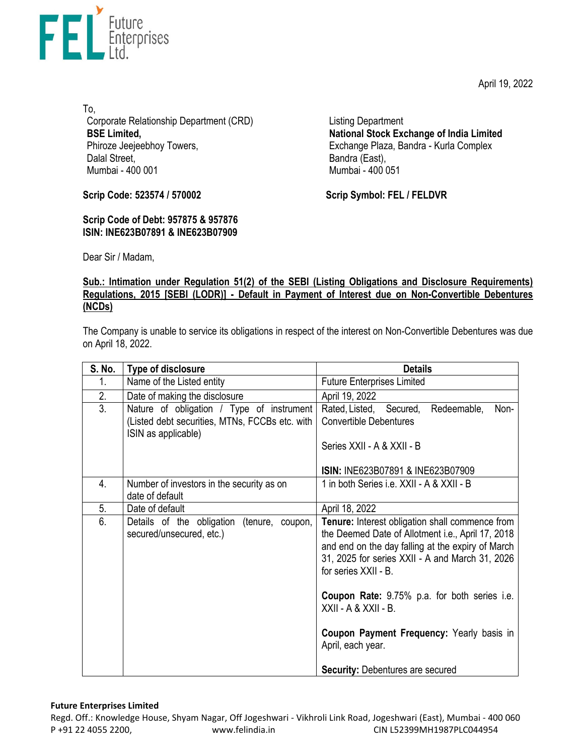**FEL Future Enterprises Ltd.**

April 19, 2022

To,
Corporate Relationship Department (CRD)
**BSE Limited,**
Phiroze Jeejeebhoy Towers,
Dalal Street,
Mumbai - 400 001

Listing Department
**National Stock Exchange of India Limited**
Exchange Plaza, Bandra - Kurla Complex
Bandra (East),
Mumbai - 400 051

**Scrip Code: 523574 / 570002**

**Scrip Symbol: FEL / FELDVR**

**Scrip Code of Debt: 957875 & 957876**
**ISIN: INE623B07891 & INE623B07909**

Dear Sir / Madam,

**Sub.: Intimation under Regulation 51(2) of the SEBI (Listing Obligations and Disclosure Requirements) Regulations, 2015 [SEBI (LODR)] - Default in Payment of Interest due on Non-Convertible Debentures (NCDs)**

The Company is unable to service its obligations in respect of the interest on Non-Convertible Debentures was due on April 18, 2022.

| S. No. | Type of disclosure | Details |
|---|---|---|
| 1. | Name of the Listed entity | Future Enterprises Limited |
| 2. | Date of making the disclosure | April 19, 2022 |
| 3. | Nature of obligation / Type of instrument (Listed debt securities, MTNs, FCCBs etc. with ISIN as applicable) | Rated, Listed, Secured, Redeemable, Non-Convertible Debentures<br><br>Series XXII - A & XXII - B<br><br>**ISIN:** INE623B07891 & INE623B07909 |
| 4. | Number of investors in the security as on date of default | 1 in both Series i.e. XXII - A & XXII - B |
| 5. | Date of default | April 18, 2022 |
| 6. | Details of the obligation (tenure, coupon, secured/unsecured, etc.) | **Tenure:** Interest obligation shall commence from the Deemed Date of Allotment i.e., April 17, 2018 and end on the day falling at the expiry of March 31, 2025 for series XXII - A and March 31, 2026 for series XXII - B.<br><br>**Coupon Rate:** 9.75% p.a. for both series i.e. XXII - A & XXII - B.<br><br>**Coupon Payment Frequency:** Yearly basis in April, each year.<br><br>**Security:** Debentures are secured |

**Future Enterprises Limited**
Regd. Off.: Knowledge House, Shyam Nagar, Off Jogeshwari - Vikhroli Link Road, Jogeshwari (East), Mumbai - 400 060
P +91 22 4055 2200, www.felindia.in CIN L52399MH1987PLC044954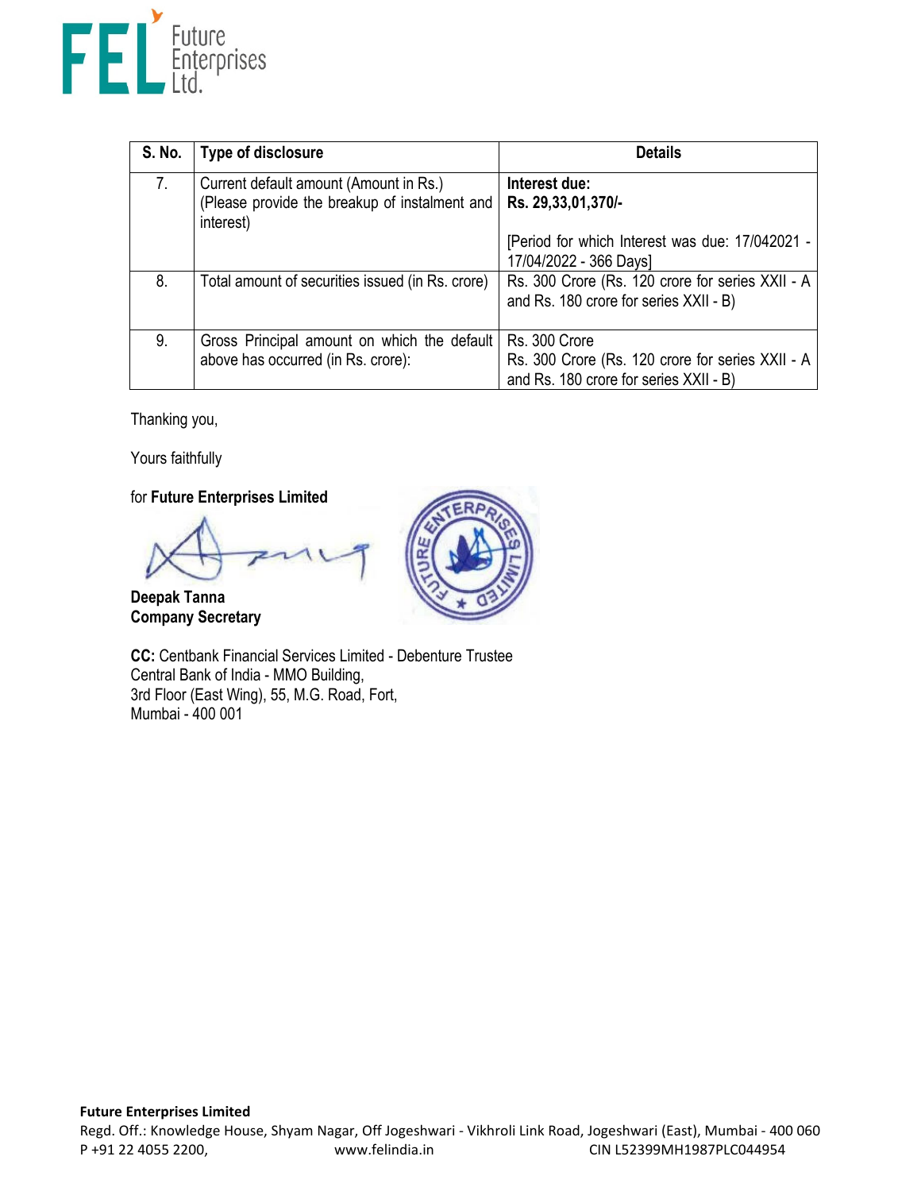| S. No. | Type of disclosure | Details |
|---|---|---|
| 7. | Current default amount (Amount in Rs.) (Please provide the breakup of instalment and interest) | **Interest due:** **Rs. 29,33,01,370/-** [Period for which Interest was due: 17/042021 - 17/04/2022 - 366 Days] |
| 8. | Total amount of securities issued (in Rs. crore) | Rs. 300 Crore (Rs. 120 crore for series XXII - A and Rs. 180 crore for series XXII - B) |
| 9. | Gross Principal amount on which the default above has occurred (in Rs. crore): | Rs. 300 Crore Rs. 300 Crore (Rs. 120 crore for series XXII - A and Rs. 180 crore for series XXII - B) |

Thanking you,

Yours faithfully

for **Future Enterprises Limited**

**Deepak Tanna**
**Company Secretary**

**CC:** Centbank Financial Services Limited - Debenture Trustee
Central Bank of India - MMO Building,
3rd Floor (East Wing), 55, M.G. Road, Fort,
Mumbai - 400 001

**Future Enterprises Limited**
Regd. Off.: Knowledge House, Shyam Nagar, Off Jogeshwari - Vikhroli Link Road, Jogeshwari (East), Mumbai - 400 060
P +91 22 4055 2200, www.felindia.in CIN L52399MH1987PLC044954